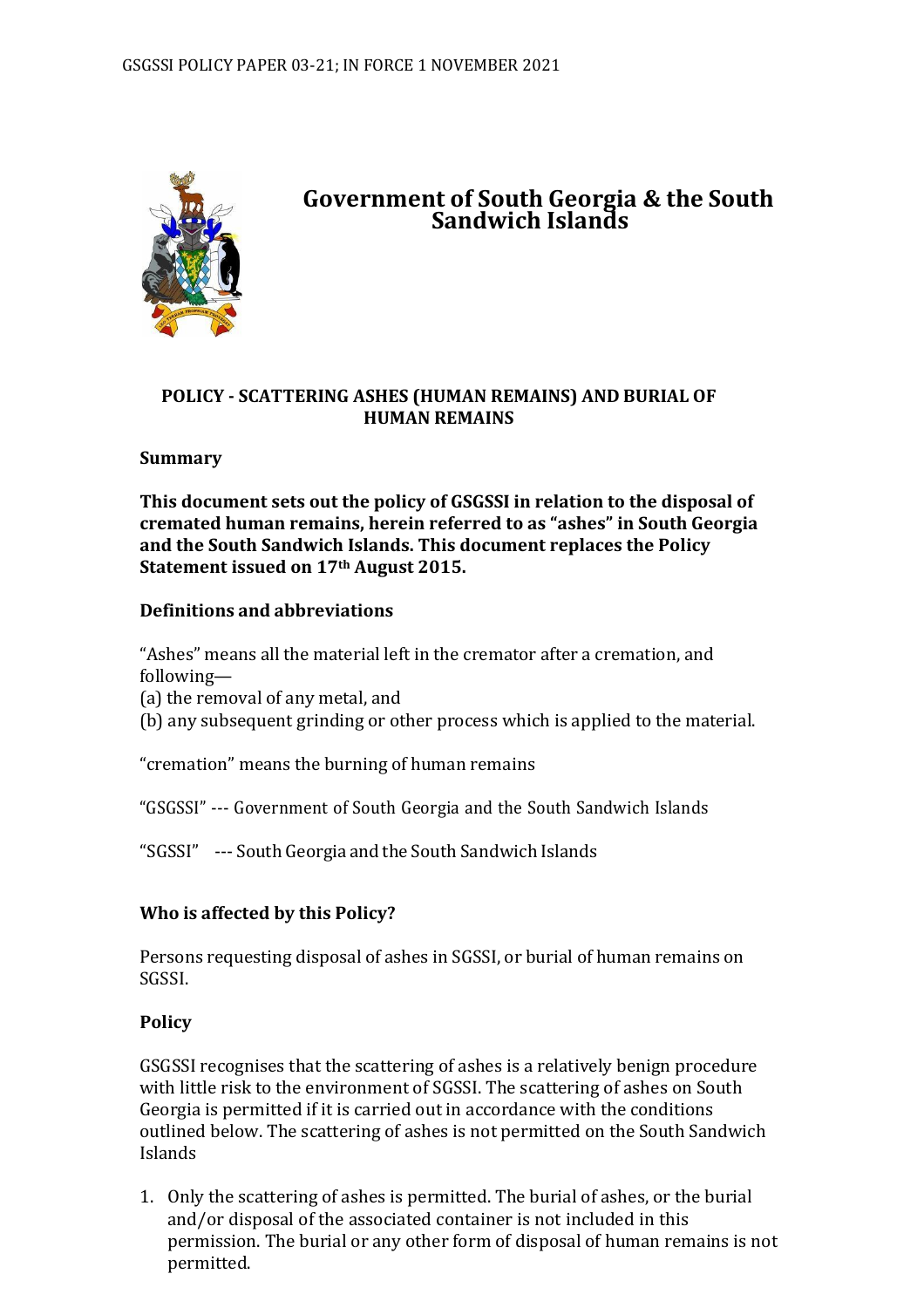# Government of South Georgia & the South Sandwich Islands

## POLICY - SCATTERING ASHES (HUMAN REMAINS) AND BURIAL OF HUMAN REMAINS

### Summary

**This document sets out the policy of GSGSSI in relation to the disposal of cremated human remains, herein referred to as "ashes" in South Georgia and the South Sandwich Islands. This document replaces the Policy Statement issued on 17th August 2015.**

### Definitions and abbreviations

"Ashes" means all the material left in the cremator after a cremation, and following—
(a) the removal of any metal, and
(b) any subsequent grinding or other process which is applied to the material.

"cremation" means the burning of human remains

"GSGSSI" --- Government of South Georgia and the South Sandwich Islands

"SGSSI" --- South Georgia and the South Sandwich Islands

### Who is affected by this Policy?

Persons requesting disposal of ashes in SGSSI, or burial of human remains on SGSSI.

### Policy

GSGSSI recognises that the scattering of ashes is a relatively benign procedure with little risk to the environment of SGSSI. The scattering of ashes on South Georgia is permitted if it is carried out in accordance with the conditions outlined below. The scattering of ashes is not permitted on the South Sandwich Islands

1. Only the scattering of ashes is permitted. The burial of ashes, or the burial and/or disposal of the associated container is not included in this permission. The burial or any other form of disposal of human remains is not permitted.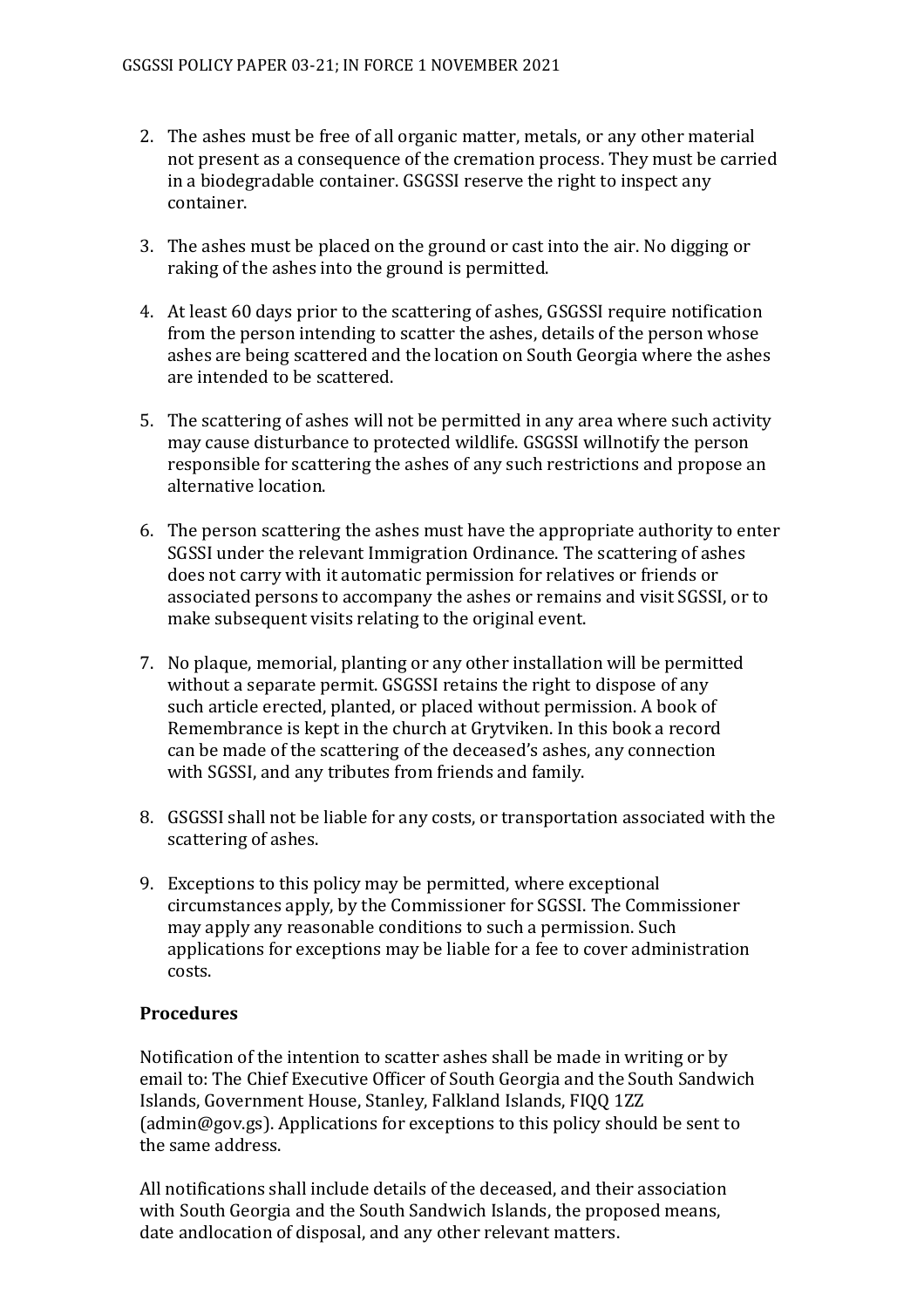2. The ashes must be free of all organic matter, metals, or any other material not present as a consequence of the cremation process. They must be carried in a biodegradable container. GSGSSI reserve the right to inspect any container.

3. The ashes must be placed on the ground or cast into the air. No digging or raking of the ashes into the ground is permitted.

4. At least 60 days prior to the scattering of ashes, GSGSSI require notification from the person intending to scatter the ashes, details of the person whose ashes are being scattered and the location on South Georgia where the ashes are intended to be scattered.

5. The scattering of ashes will not be permitted in any area where such activity may cause disturbance to protected wildlife. GSGSSI willnotify the person responsible for scattering the ashes of any such restrictions and propose an alternative location.

6. The person scattering the ashes must have the appropriate authority to enter SGSSI under the relevant Immigration Ordinance. The scattering of ashes does not carry with it automatic permission for relatives or friends or associated persons to accompany the ashes or remains and visit SGSSI, or to make subsequent visits relating to the original event.

7. No plaque, memorial, planting or any other installation will be permitted without a separate permit. GSGSSI retains the right to dispose of any such article erected, planted, or placed without permission. A book of Remembrance is kept in the church at Grytviken. In this book a record can be made of the scattering of the deceased's ashes, any connection with SGSSI, and any tributes from friends and family.

8. GSGSSI shall not be liable for any costs, or transportation associated with the scattering of ashes.

9. Exceptions to this policy may be permitted, where exceptional circumstances apply, by the Commissioner for SGSSI. The Commissioner may apply any reasonable conditions to such a permission. Such applications for exceptions may be liable for a fee to cover administration costs.

**Procedures**

Notification of the intention to scatter ashes shall be made in writing or by email to: The Chief Executive Officer of South Georgia and the South Sandwich Islands, Government House, Stanley, Falkland Islands, FIQQ 1ZZ (admin@gov.gs). Applications for exceptions to this policy should be sent to the same address.

All notifications shall include details of the deceased, and their association with South Georgia and the South Sandwich Islands, the proposed means, date andlocation of disposal, and any other relevant matters.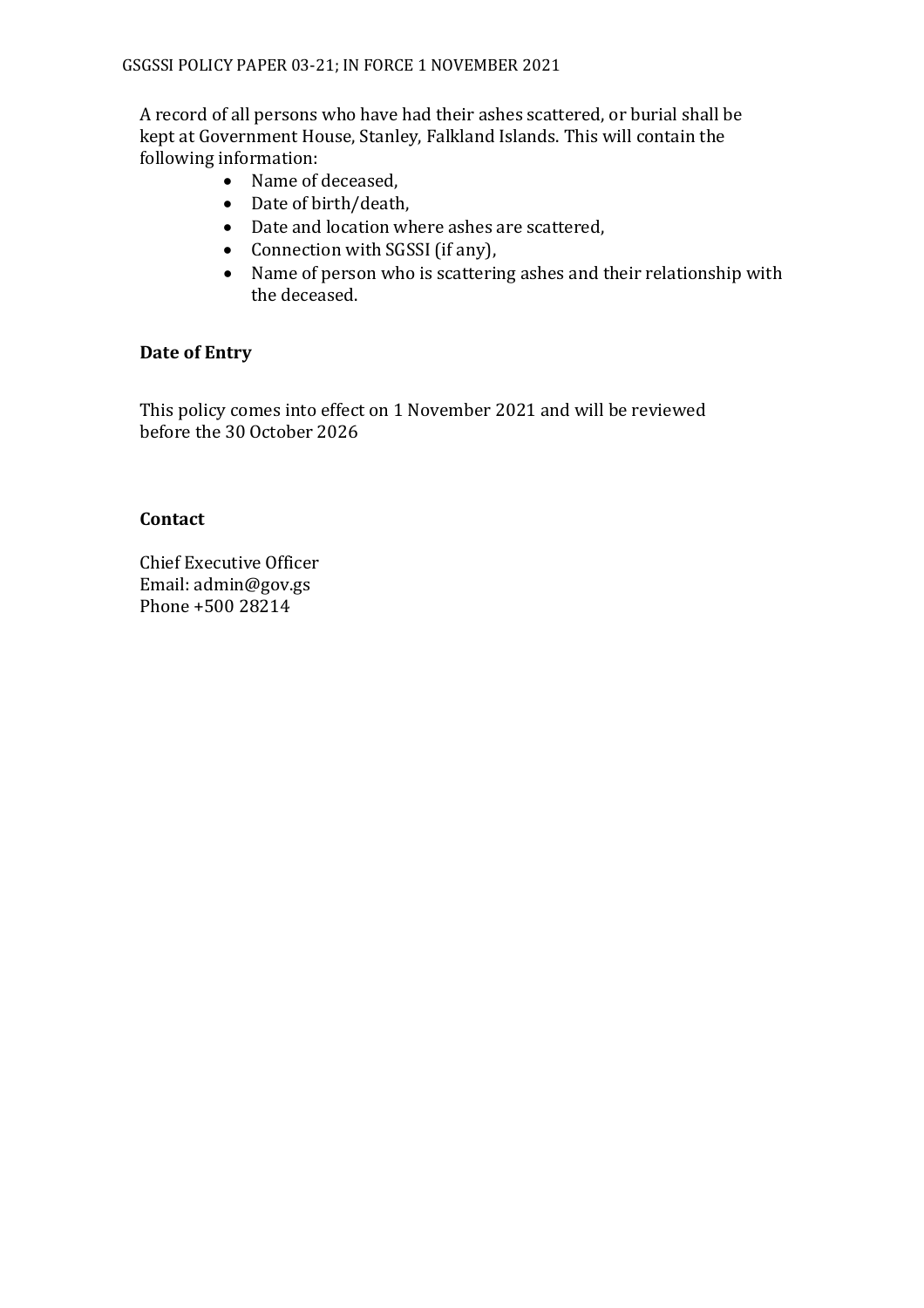A record of all persons who have had their ashes scattered, or burial shall be kept at Government House, Stanley, Falkland Islands. This will contain the following information:

- Name of deceased,
- Date of birth/death,
- Date and location where ashes are scattered,
- Connection with SGSSI (if any),
- Name of person who is scattering ashes and their relationship with the deceased.

**Date of Entry**

This policy comes into effect on 1 November 2021 and will be reviewed before the 30 October 2026

**Contact**

Chief Executive Officer
Email: admin@gov.gs
Phone +500 28214